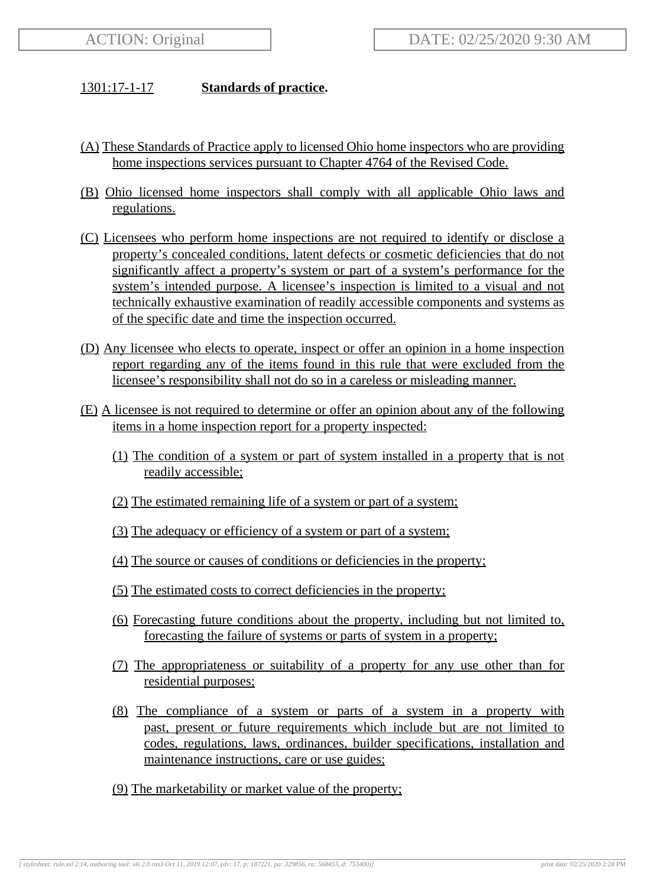ACTION: Original

DATE: 02/25/2020 9:30 AM

1301:17-1-17 **Standards of practice.**

(A) These Standards of Practice apply to licensed Ohio home inspectors who are providing home inspections services pursuant to Chapter 4764 of the Revised Code.

(B) Ohio licensed home inspectors shall comply with all applicable Ohio laws and regulations.

(C) Licensees who perform home inspections are not required to identify or disclose a property's concealed conditions, latent defects or cosmetic deficiencies that do not significantly affect a property's system or part of a system's performance for the system's intended purpose. A licensee's inspection is limited to a visual and not technically exhaustive examination of readily accessible components and systems as of the specific date and time the inspection occurred.

(D) Any licensee who elects to operate, inspect or offer an opinion in a home inspection report regarding any of the items found in this rule that were excluded from the licensee's responsibility shall not do so in a careless or misleading manner.

(E) A licensee is not required to determine or offer an opinion about any of the following items in a home inspection report for a property inspected:

(1) The condition of a system or part of system installed in a property that is not readily accessible;

(2) The estimated remaining life of a system or part of a system;

(3) The adequacy or efficiency of a system or part of a system;

(4) The source or causes of conditions or deficiencies in the property;

(5) The estimated costs to correct deficiencies in the property;

(6) Forecasting future conditions about the property, including but not limited to, forecasting the failure of systems or parts of system in a property;

(7) The appropriateness or suitability of a property for any use other than for residential purposes;

(8) The compliance of a system or parts of a system in a property with past, present or future requirements which include but are not limited to codes, regulations, laws, ordinances, builder specifications, installation and maintenance instructions, care or use guides;

(9) The marketability or market value of the property;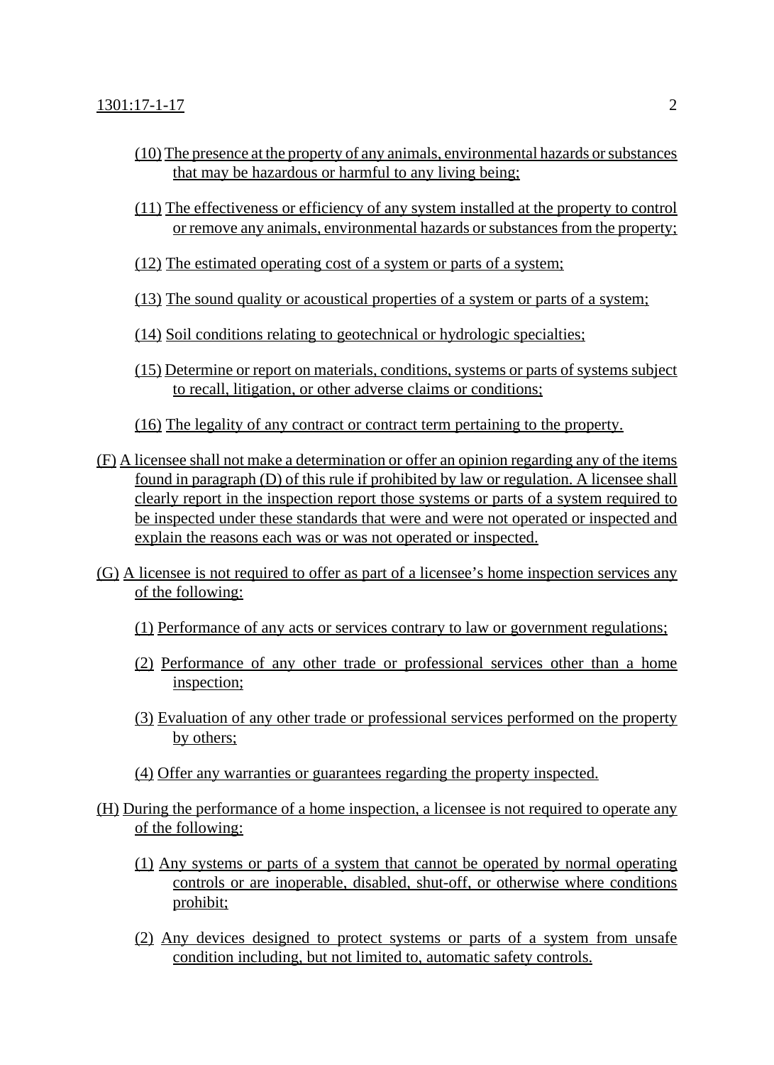(10) The presence at the property of any animals, environmental hazards or substances that may be hazardous or harmful to any living being;

(11) The effectiveness or efficiency of any system installed at the property to control or remove any animals, environmental hazards or substances from the property;

(12) The estimated operating cost of a system or parts of a system;

(13) The sound quality or acoustical properties of a system or parts of a system;

(14) Soil conditions relating to geotechnical or hydrologic specialties;

(15) Determine or report on materials, conditions, systems or parts of systems subject to recall, litigation, or other adverse claims or conditions;

(16) The legality of any contract or contract term pertaining to the property.

(F) A licensee shall not make a determination or offer an opinion regarding any of the items found in paragraph (D) of this rule if prohibited by law or regulation. A licensee shall clearly report in the inspection report those systems or parts of a system required to be inspected under these standards that were and were not operated or inspected and explain the reasons each was or was not operated or inspected.

(G) A licensee is not required to offer as part of a licensee's home inspection services any of the following:

(1) Performance of any acts or services contrary to law or government regulations;

(2) Performance of any other trade or professional services other than a home inspection;

(3) Evaluation of any other trade or professional services performed on the property by others;

(4) Offer any warranties or guarantees regarding the property inspected.

(H) During the performance of a home inspection, a licensee is not required to operate any of the following:

(1) Any systems or parts of a system that cannot be operated by normal operating controls or are inoperable, disabled, shut-off, or otherwise where conditions prohibit;

(2) Any devices designed to protect systems or parts of a system from unsafe condition including, but not limited to, automatic safety controls.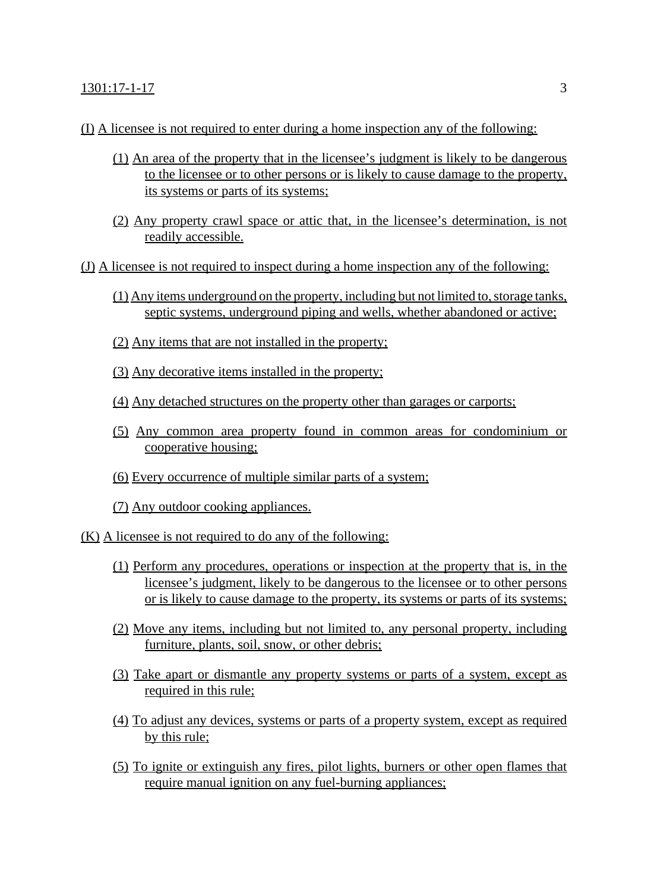(I) A licensee is not required to enter during a home inspection any of the following:

(1) An area of the property that in the licensee's judgment is likely to be dangerous to the licensee or to other persons or is likely to cause damage to the property, its systems or parts of its systems;

(2) Any property crawl space or attic that, in the licensee's determination, is not readily accessible.

(J) A licensee is not required to inspect during a home inspection any of the following:

(1) Any items underground on the property, including but not limited to, storage tanks, septic systems, underground piping and wells, whether abandoned or active;

(2) Any items that are not installed in the property;

(3) Any decorative items installed in the property;

(4) Any detached structures on the property other than garages or carports;

(5) Any common area property found in common areas for condominium or cooperative housing;

(6) Every occurrence of multiple similar parts of a system;

(7) Any outdoor cooking appliances.

(K) A licensee is not required to do any of the following:

(1) Perform any procedures, operations or inspection at the property that is, in the licensee's judgment, likely to be dangerous to the licensee or to other persons or is likely to cause damage to the property, its systems or parts of its systems;

(2) Move any items, including but not limited to, any personal property, including furniture, plants, soil, snow, or other debris;

(3) Take apart or dismantle any property systems or parts of a system, except as required in this rule;

(4) To adjust any devices, systems or parts of a property system, except as required by this rule;

(5) To ignite or extinguish any fires, pilot lights, burners or other open flames that require manual ignition on any fuel-burning appliances;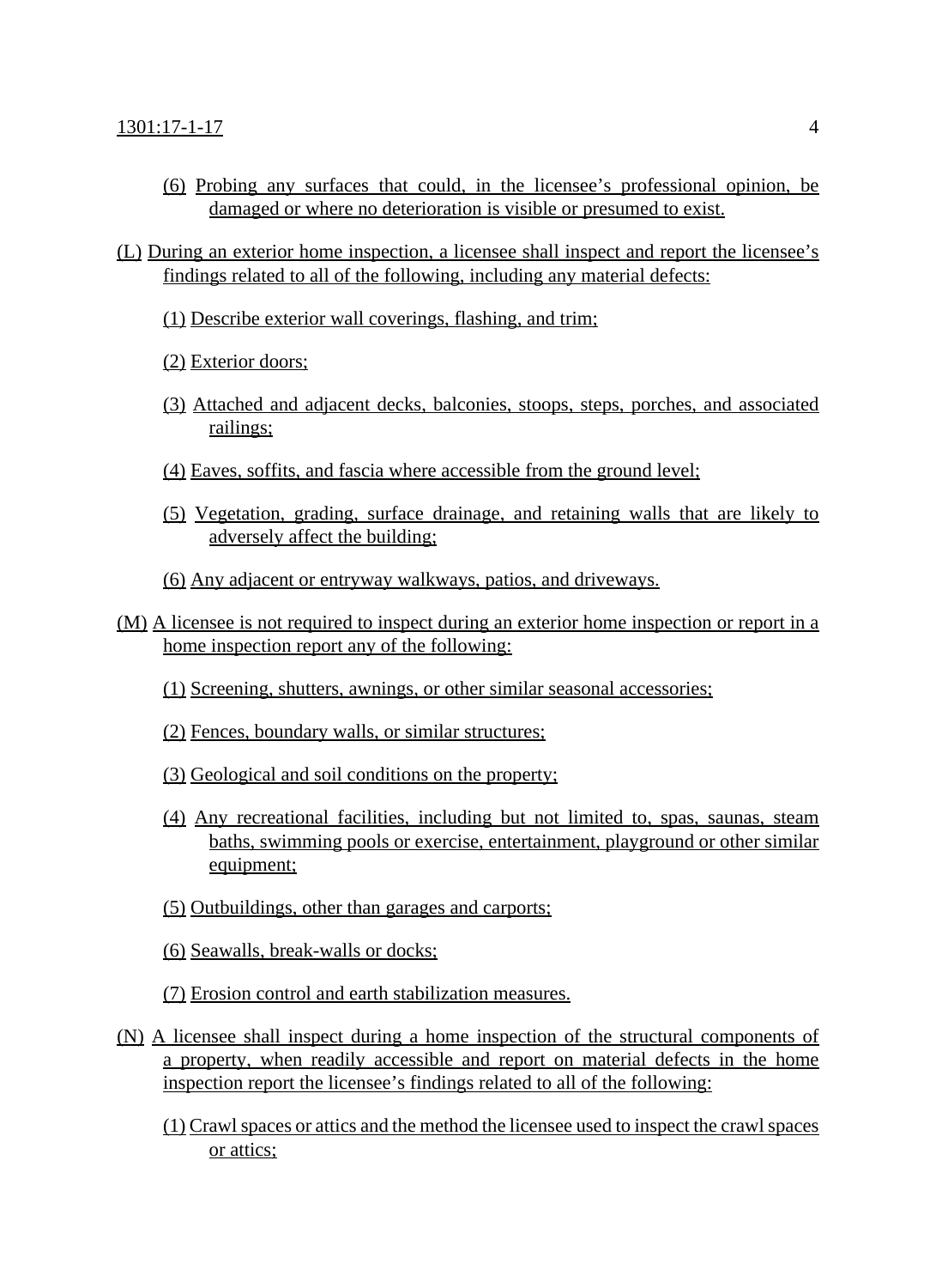(6) Probing any surfaces that could, in the licensee's professional opinion, be damaged or where no deterioration is visible or presumed to exist.

(L) During an exterior home inspection, a licensee shall inspect and report the licensee's findings related to all of the following, including any material defects:

(1) Describe exterior wall coverings, flashing, and trim;

(2) Exterior doors;

(3) Attached and adjacent decks, balconies, stoops, steps, porches, and associated railings;

(4) Eaves, soffits, and fascia where accessible from the ground level;

(5) Vegetation, grading, surface drainage, and retaining walls that are likely to adversely affect the building;

(6) Any adjacent or entryway walkways, patios, and driveways.

(M) A licensee is not required to inspect during an exterior home inspection or report in a home inspection report any of the following:

(1) Screening, shutters, awnings, or other similar seasonal accessories;

(2) Fences, boundary walls, or similar structures;

(3) Geological and soil conditions on the property;

(4) Any recreational facilities, including but not limited to, spas, saunas, steam baths, swimming pools or exercise, entertainment, playground or other similar equipment;

(5) Outbuildings, other than garages and carports;

(6) Seawalls, break-walls or docks;

(7) Erosion control and earth stabilization measures.

(N) A licensee shall inspect during a home inspection of the structural components of a property, when readily accessible and report on material defects in the home inspection report the licensee's findings related to all of the following:

(1) Crawl spaces or attics and the method the licensee used to inspect the crawl spaces or attics;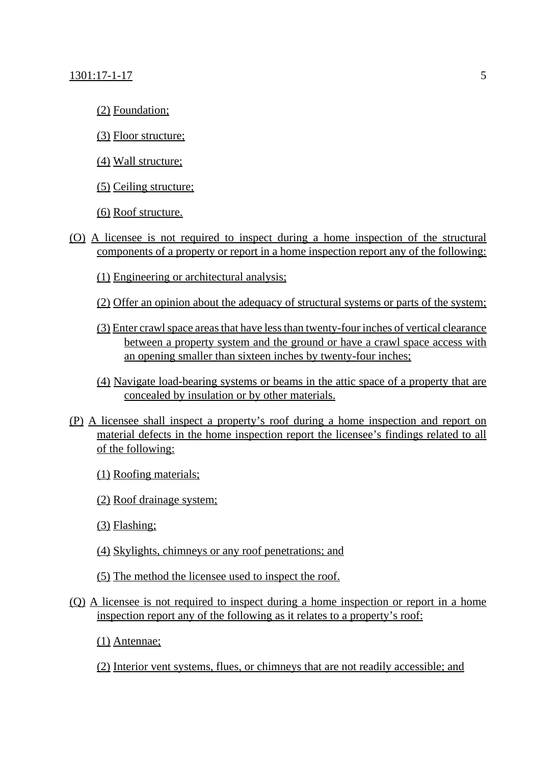(2) Foundation;

(3) Floor structure;

(4) Wall structure;

(5) Ceiling structure;

(6) Roof structure.

(O) A licensee is not required to inspect during a home inspection of the structural components of a property or report in a home inspection report any of the following:

(1) Engineering or architectural analysis;

(2) Offer an opinion about the adequacy of structural systems or parts of the system;

(3) Enter crawl space areas that have less than twenty-four inches of vertical clearance between a property system and the ground or have a crawl space access with an opening smaller than sixteen inches by twenty-four inches;

(4) Navigate load-bearing systems or beams in the attic space of a property that are concealed by insulation or by other materials.

(P) A licensee shall inspect a property's roof during a home inspection and report on material defects in the home inspection report the licensee's findings related to all of the following:

(1) Roofing materials;

(2) Roof drainage system;

(3) Flashing;

(4) Skylights, chimneys or any roof penetrations; and

(5) The method the licensee used to inspect the roof.

(Q) A licensee is not required to inspect during a home inspection or report in a home inspection report any of the following as it relates to a property's roof:

(1) Antennae;

(2) Interior vent systems, flues, or chimneys that are not readily accessible; and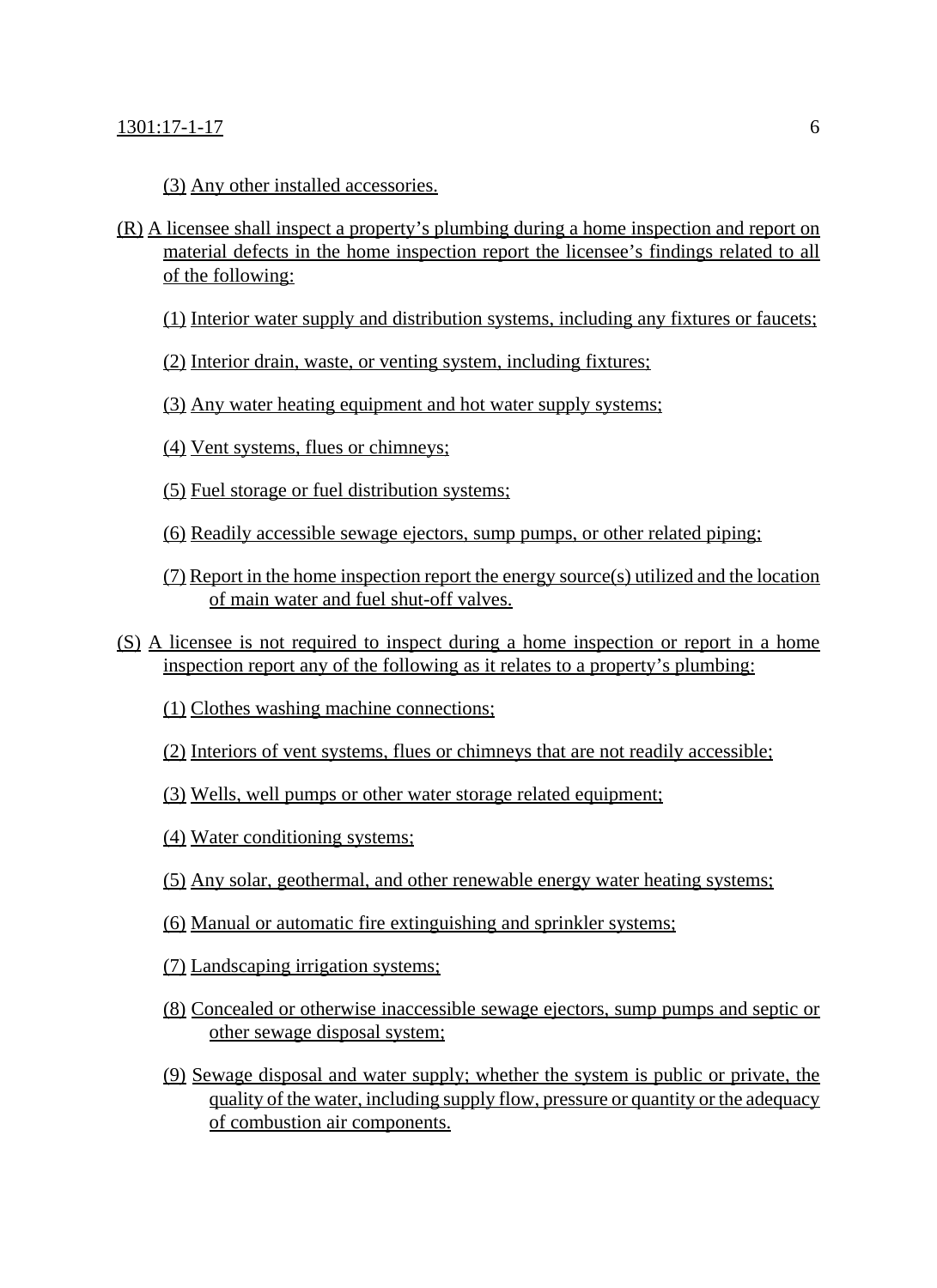(3) Any other installed accessories.

(R) A licensee shall inspect a property's plumbing during a home inspection and report on material defects in the home inspection report the licensee's findings related to all of the following:

(1) Interior water supply and distribution systems, including any fixtures or faucets;

(2) Interior drain, waste, or venting system, including fixtures;

(3) Any water heating equipment and hot water supply systems;

(4) Vent systems, flues or chimneys;

(5) Fuel storage or fuel distribution systems;

(6) Readily accessible sewage ejectors, sump pumps, or other related piping;

(7) Report in the home inspection report the energy source(s) utilized and the location of main water and fuel shut-off valves.

(S) A licensee is not required to inspect during a home inspection or report in a home inspection report any of the following as it relates to a property's plumbing:

(1) Clothes washing machine connections;

(2) Interiors of vent systems, flues or chimneys that are not readily accessible;

(3) Wells, well pumps or other water storage related equipment;

(4) Water conditioning systems;

(5) Any solar, geothermal, and other renewable energy water heating systems;

(6) Manual or automatic fire extinguishing and sprinkler systems;

(7) Landscaping irrigation systems;

(8) Concealed or otherwise inaccessible sewage ejectors, sump pumps and septic or other sewage disposal system;

(9) Sewage disposal and water supply; whether the system is public or private, the quality of the water, including supply flow, pressure or quantity or the adequacy of combustion air components.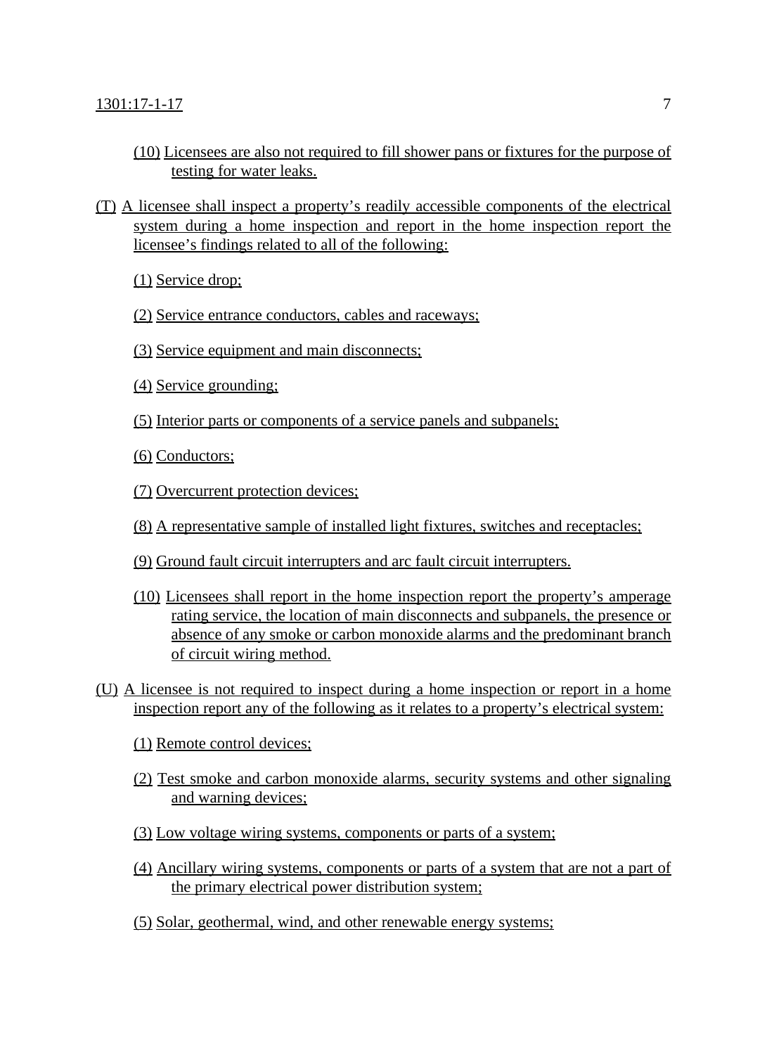(10) Licensees are also not required to fill shower pans or fixtures for the purpose of testing for water leaks.

(T) A licensee shall inspect a property's readily accessible components of the electrical system during a home inspection and report in the home inspection report the licensee's findings related to all of the following:

(1) Service drop;

(2) Service entrance conductors, cables and raceways;

(3) Service equipment and main disconnects;

(4) Service grounding;

(5) Interior parts or components of a service panels and subpanels;

(6) Conductors;

(7) Overcurrent protection devices;

(8) A representative sample of installed light fixtures, switches and receptacles;

(9) Ground fault circuit interrupters and arc fault circuit interrupters.

(10) Licensees shall report in the home inspection report the property's amperage rating service, the location of main disconnects and subpanels, the presence or absence of any smoke or carbon monoxide alarms and the predominant branch of circuit wiring method.

(U) A licensee is not required to inspect during a home inspection or report in a home inspection report any of the following as it relates to a property's electrical system:

(1) Remote control devices;

(2) Test smoke and carbon monoxide alarms, security systems and other signaling and warning devices;

(3) Low voltage wiring systems, components or parts of a system;

(4) Ancillary wiring systems, components or parts of a system that are not a part of the primary electrical power distribution system;

(5) Solar, geothermal, wind, and other renewable energy systems;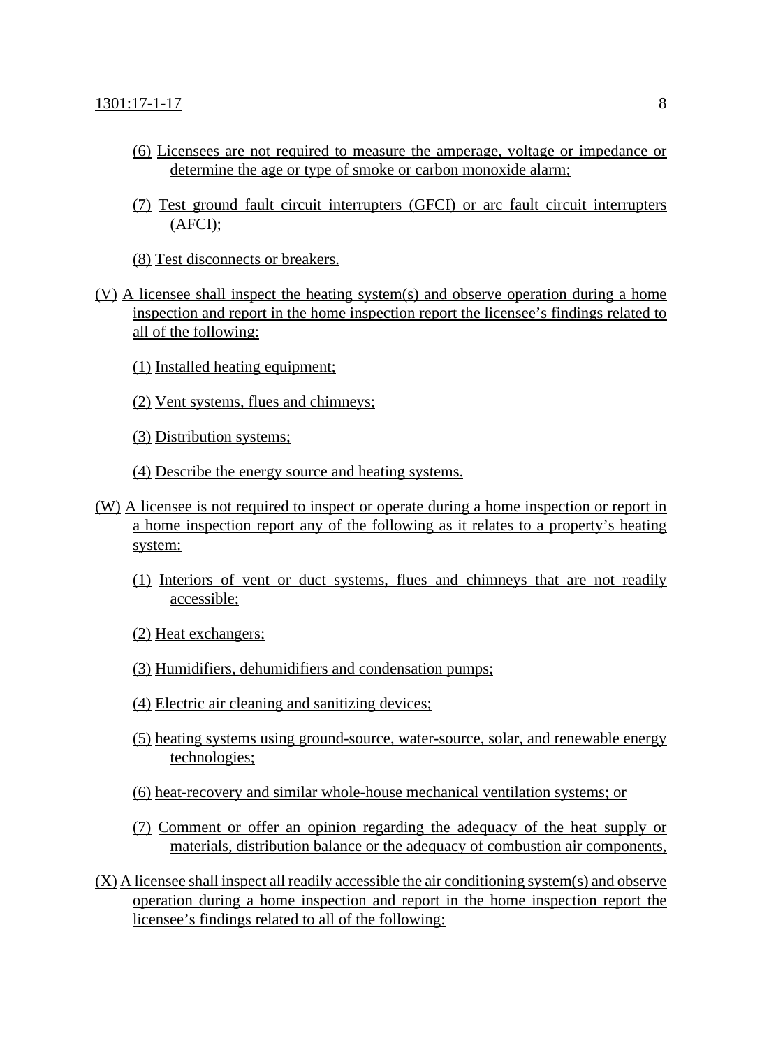(6) Licensees are not required to measure the amperage, voltage or impedance or determine the age or type of smoke or carbon monoxide alarm;

(7) Test ground fault circuit interrupters (GFCI) or arc fault circuit interrupters (AFCI);

(8) Test disconnects or breakers.

(V) A licensee shall inspect the heating system(s) and observe operation during a home inspection and report in the home inspection report the licensee's findings related to all of the following:

(1) Installed heating equipment;

(2) Vent systems, flues and chimneys;

(3) Distribution systems;

(4) Describe the energy source and heating systems.

(W) A licensee is not required to inspect or operate during a home inspection or report in a home inspection report any of the following as it relates to a property's heating system:

(1) Interiors of vent or duct systems, flues and chimneys that are not readily accessible;

(2) Heat exchangers;

(3) Humidifiers, dehumidifiers and condensation pumps;

(4) Electric air cleaning and sanitizing devices;

(5) heating systems using ground-source, water-source, solar, and renewable energy technologies;

(6) heat-recovery and similar whole-house mechanical ventilation systems; or

(7) Comment or offer an opinion regarding the adequacy of the heat supply or materials, distribution balance or the adequacy of combustion air components,

(X) A licensee shall inspect all readily accessible the air conditioning system(s) and observe operation during a home inspection and report in the home inspection report the licensee's findings related to all of the following: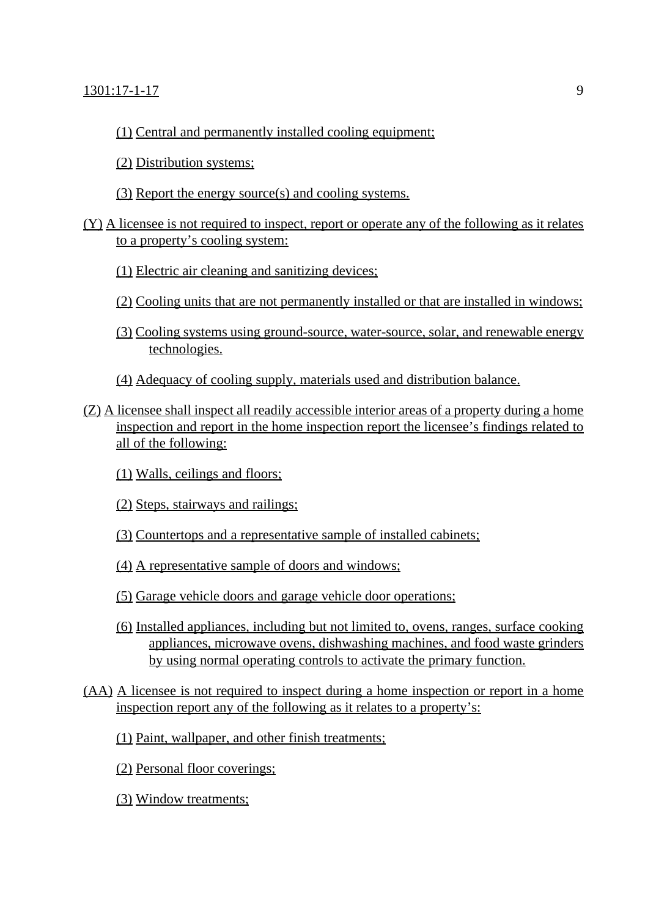(1) Central and permanently installed cooling equipment;

(2) Distribution systems;

(3) Report the energy source(s) and cooling systems.

(Y) A licensee is not required to inspect, report or operate any of the following as it relates to a property's cooling system:

(1) Electric air cleaning and sanitizing devices;

(2) Cooling units that are not permanently installed or that are installed in windows;

(3) Cooling systems using ground-source, water-source, solar, and renewable energy technologies.

(4) Adequacy of cooling supply, materials used and distribution balance.

(Z) A licensee shall inspect all readily accessible interior areas of a property during a home inspection and report in the home inspection report the licensee's findings related to all of the following:

(1) Walls, ceilings and floors;

(2) Steps, stairways and railings;

(3) Countertops and a representative sample of installed cabinets;

(4) A representative sample of doors and windows;

(5) Garage vehicle doors and garage vehicle door operations;

(6) Installed appliances, including but not limited to, ovens, ranges, surface cooking appliances, microwave ovens, dishwashing machines, and food waste grinders by using normal operating controls to activate the primary function.

(AA) A licensee is not required to inspect during a home inspection or report in a home inspection report any of the following as it relates to a property's:

(1) Paint, wallpaper, and other finish treatments;

(2) Personal floor coverings;

(3) Window treatments;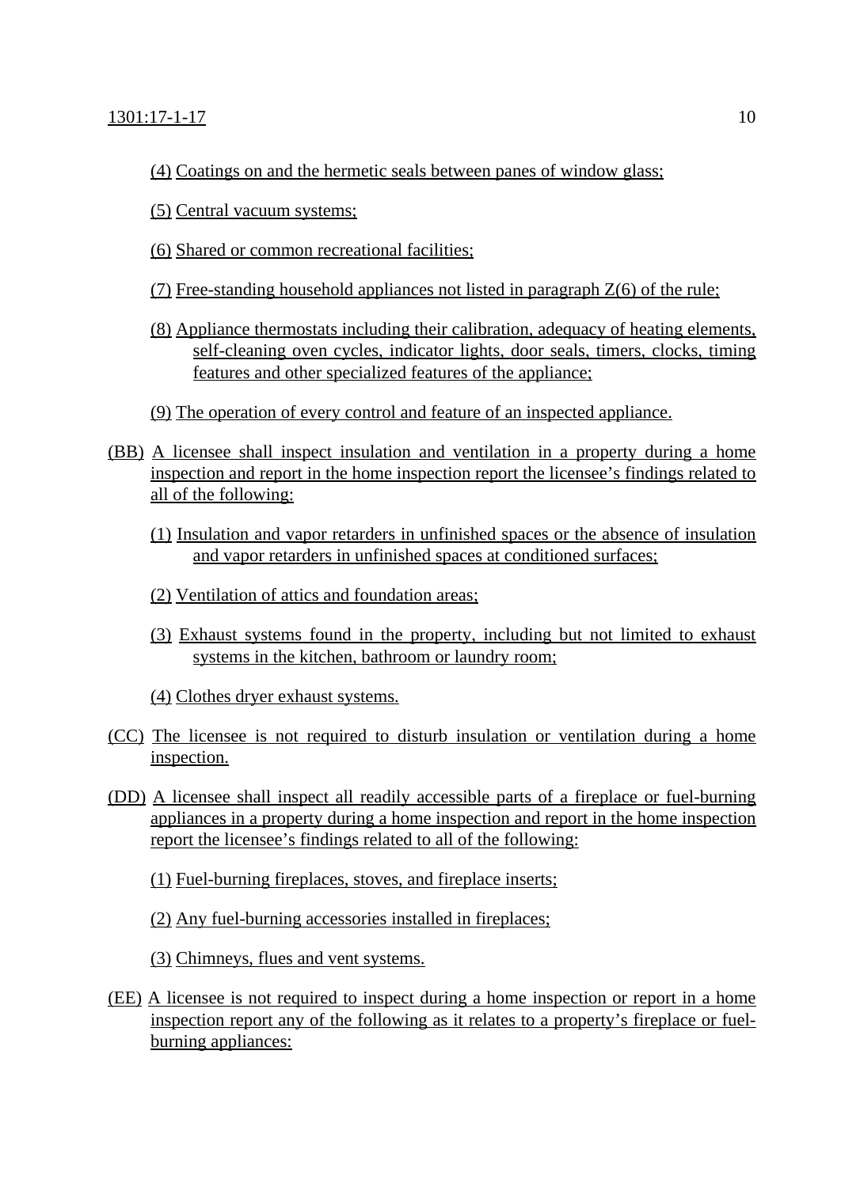(4) Coatings on and the hermetic seals between panes of window glass;

(5) Central vacuum systems;

(6) Shared or common recreational facilities;

(7) Free-standing household appliances not listed in paragraph Z(6) of the rule;

(8) Appliance thermostats including their calibration, adequacy of heating elements, self-cleaning oven cycles, indicator lights, door seals, timers, clocks, timing features and other specialized features of the appliance;

(9) The operation of every control and feature of an inspected appliance.

(BB) A licensee shall inspect insulation and ventilation in a property during a home inspection and report in the home inspection report the licensee's findings related to all of the following:

(1) Insulation and vapor retarders in unfinished spaces or the absence of insulation and vapor retarders in unfinished spaces at conditioned surfaces;

(2) Ventilation of attics and foundation areas;

(3) Exhaust systems found in the property, including but not limited to exhaust systems in the kitchen, bathroom or laundry room;

(4) Clothes dryer exhaust systems.

(CC) The licensee is not required to disturb insulation or ventilation during a home inspection.

(DD) A licensee shall inspect all readily accessible parts of a fireplace or fuel-burning appliances in a property during a home inspection and report in the home inspection report the licensee's findings related to all of the following:

(1) Fuel-burning fireplaces, stoves, and fireplace inserts;

(2) Any fuel-burning accessories installed in fireplaces;

(3) Chimneys, flues and vent systems.

(EE) A licensee is not required to inspect during a home inspection or report in a home inspection report any of the following as it relates to a property's fireplace or fuel-burning appliances: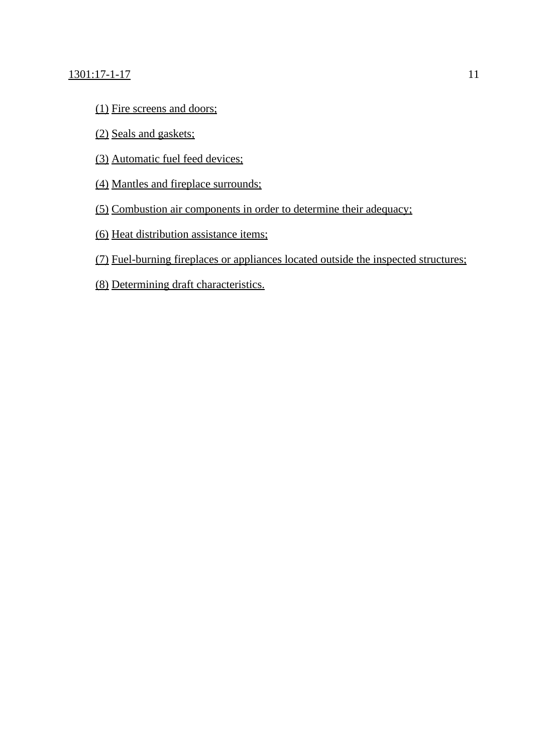(1) Fire screens and doors;

(2) Seals and gaskets;

(3) Automatic fuel feed devices;

(4) Mantles and fireplace surrounds;

(5) Combustion air components in order to determine their adequacy;

(6) Heat distribution assistance items;

(7) Fuel-burning fireplaces or appliances located outside the inspected structures;

(8) Determining draft characteristics.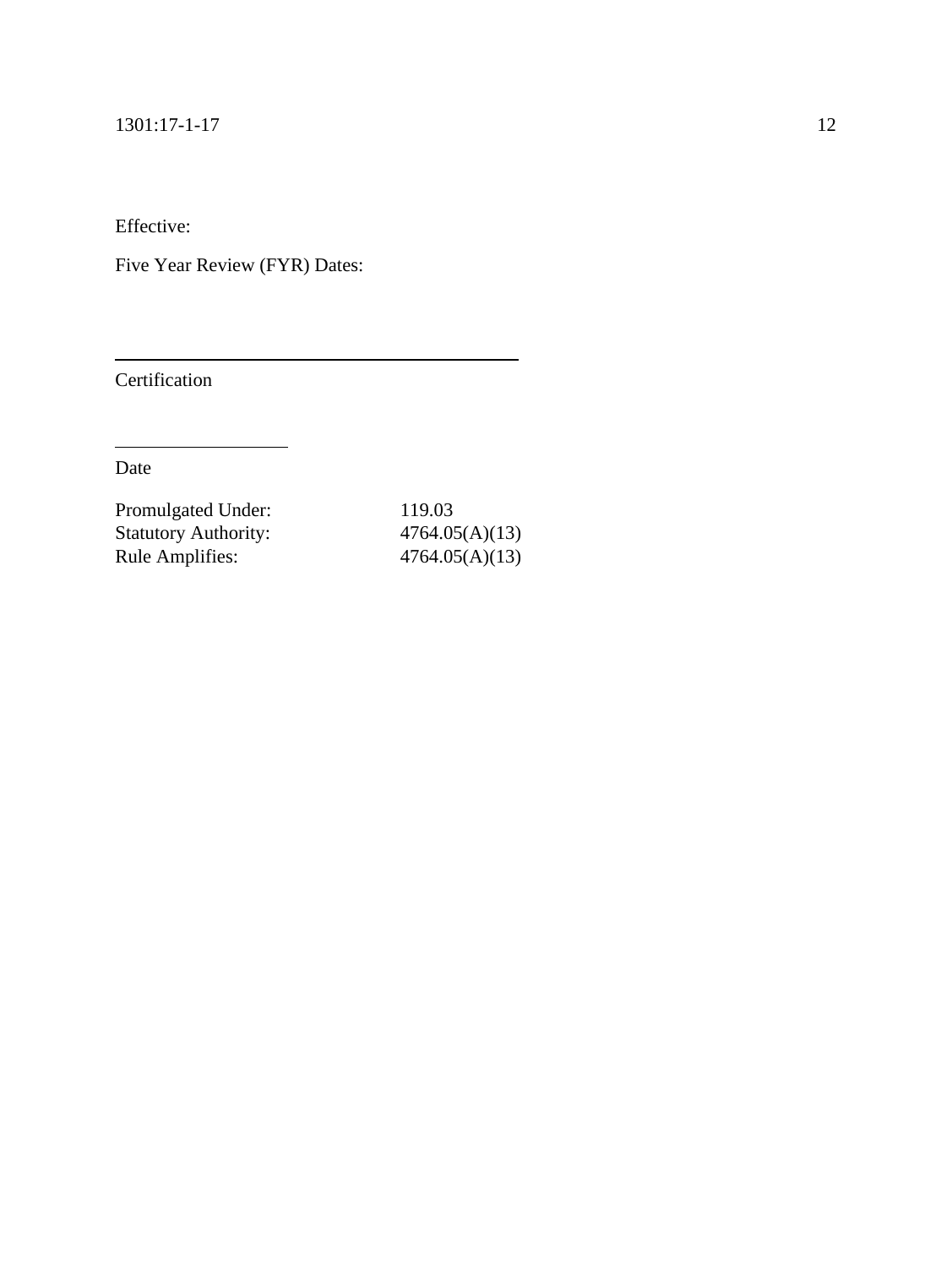Effective:

Five Year Review (FYR) Dates:

\_\_\_\_\_\_\_\_\_\_\_\_\_\_\_\_\_\_\_\_\_\_\_\_\_\_\_\_\_\_\_\_\_\_\_\_\_\_\_\_

Certification

\_\_\_\_\_\_\_\_\_\_\_\_\_\_\_\_\_\_

Date

| | |
|---|---|
| Promulgated Under: | 119.03 |
| Statutory Authority: | 4764.05(A)(13) |
| Rule Amplifies: | 4764.05(A)(13) |